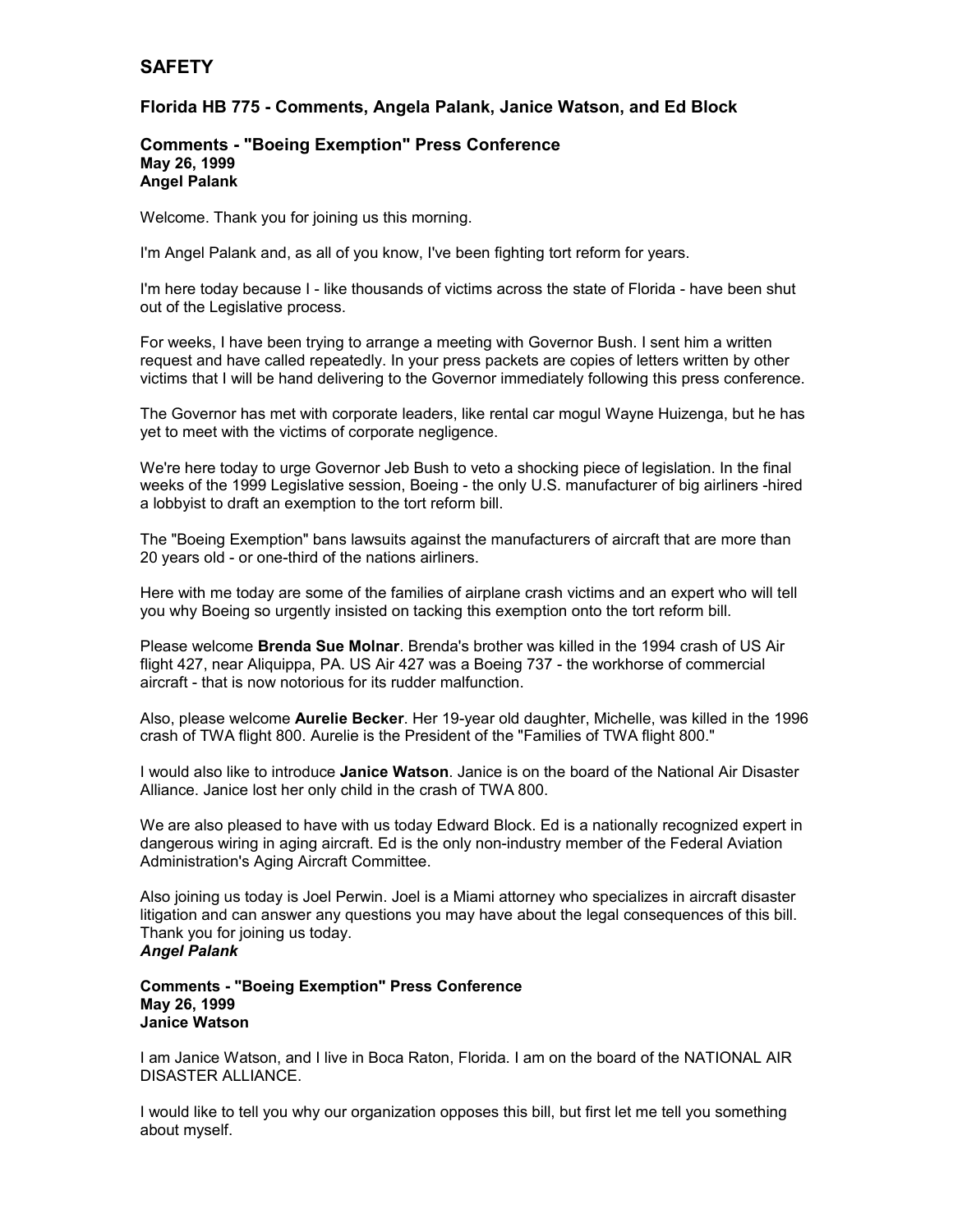# SAFETY

## Florida HB 775 - Comments, Angela Palank, Janice Watson, and Ed Block

### Comments - "Boeing Exemption" Press Conference

**May 26, 1999**
**Angel Palank**

Welcome. Thank you for joining us this morning.

I'm Angel Palank and, as all of you know, I've been fighting tort reform for years.

I'm here today because I - like thousands of victims across the state of Florida - have been shut out of the Legislative process.

For weeks, I have been trying to arrange a meeting with Governor Bush. I sent him a written request and have called repeatedly. In your press packets are copies of letters written by other victims that I will be hand delivering to the Governor immediately following this press conference.

The Governor has met with corporate leaders, like rental car mogul Wayne Huizenga, but he has yet to meet with the victims of corporate negligence.

We're here today to urge Governor Jeb Bush to veto a shocking piece of legislation. In the final weeks of the 1999 Legislative session, Boeing - the only U.S. manufacturer of big airliners -hired a lobbyist to draft an exemption to the tort reform bill.

The "Boeing Exemption" bans lawsuits against the manufacturers of aircraft that are more than 20 years old - or one-third of the nations airliners.

Here with me today are some of the families of airplane crash victims and an expert who will tell you why Boeing so urgently insisted on tacking this exemption onto the tort reform bill.

Please welcome **Brenda Sue Molnar**. Brenda's brother was killed in the 1994 crash of US Air flight 427, near Aliquippa, PA. US Air 427 was a Boeing 737 - the workhorse of commercial aircraft - that is now notorious for its rudder malfunction.

Also, please welcome **Aurelie Becker**. Her 19-year old daughter, Michelle, was killed in the 1996 crash of TWA flight 800. Aurelie is the President of the "Families of TWA flight 800."

I would also like to introduce **Janice Watson**. Janice is on the board of the National Air Disaster Alliance. Janice lost her only child in the crash of TWA 800.

We are also pleased to have with us today Edward Block. Ed is a nationally recognized expert in dangerous wiring in aging aircraft. Ed is the only non-industry member of the Federal Aviation Administration's Aging Aircraft Committee.

Also joining us today is Joel Perwin. Joel is a Miami attorney who specializes in aircraft disaster litigation and can answer any questions you may have about the legal consequences of this bill. Thank you for joining us today.

***Angel Palank***

### Comments - "Boeing Exemption" Press Conference

**May 26, 1999**
**Janice Watson**

I am Janice Watson, and I live in Boca Raton, Florida. I am on the board of the NATIONAL AIR DISASTER ALLIANCE.

I would like to tell you why our organization opposes this bill, but first let me tell you something about myself.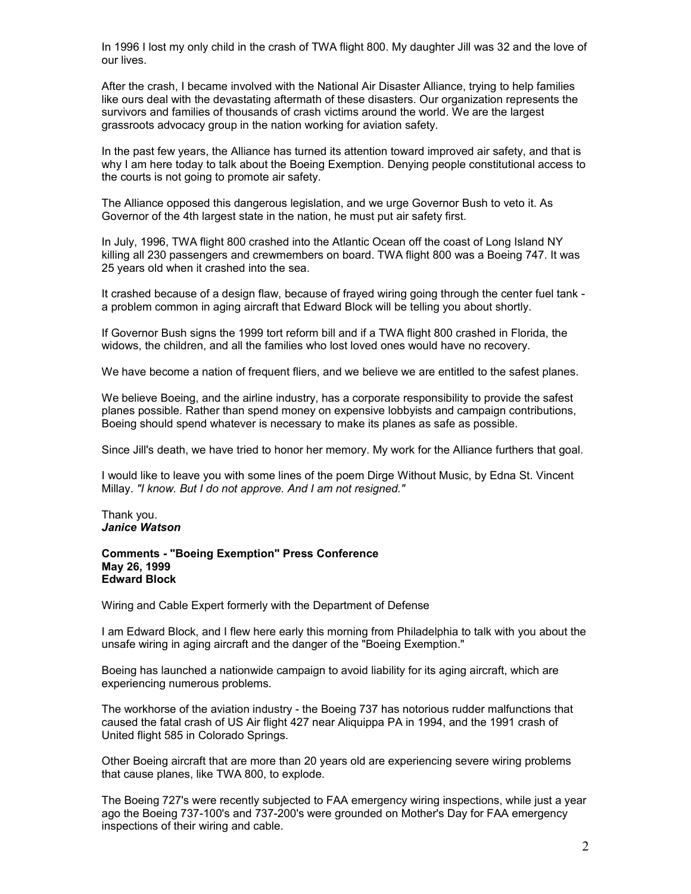In 1996 I lost my only child in the crash of TWA flight 800. My daughter Jill was 32 and the love of our lives.

After the crash, I became involved with the National Air Disaster Alliance, trying to help families like ours deal with the devastating aftermath of these disasters. Our organization represents the survivors and families of thousands of crash victims around the world. We are the largest grassroots advocacy group in the nation working for aviation safety.

In the past few years, the Alliance has turned its attention toward improved air safety, and that is why I am here today to talk about the Boeing Exemption. Denying people constitutional access to the courts is not going to promote air safety.

The Alliance opposed this dangerous legislation, and we urge Governor Bush to veto it. As Governor of the 4th largest state in the nation, he must put air safety first.

In July, 1996, TWA flight 800 crashed into the Atlantic Ocean off the coast of Long Island NY killing all 230 passengers and crewmembers on board. TWA flight 800 was a Boeing 747. It was 25 years old when it crashed into the sea.

It crashed because of a design flaw, because of frayed wiring going through the center fuel tank - a problem common in aging aircraft that Edward Block will be telling you about shortly.

If Governor Bush signs the 1999 tort reform bill and if a TWA flight 800 crashed in Florida, the widows, the children, and all the families who lost loved ones would have no recovery.

We have become a nation of frequent fliers, and we believe we are entitled to the safest planes.

We believe Boeing, and the airline industry, has a corporate responsibility to provide the safest planes possible. Rather than spend money on expensive lobbyists and campaign contributions, Boeing should spend whatever is necessary to make its planes as safe as possible.

Since Jill's death, we have tried to honor her memory. My work for the Alliance furthers that goal.

I would like to leave you with some lines of the poem Dirge Without Music, by Edna St. Vincent Millay. *"I know. But I do not approve. And I am not resigned."*

Thank you.
***Janice Watson***

**Comments - "Boeing Exemption" Press Conference**
**May 26, 1999**
**Edward Block**

Wiring and Cable Expert formerly with the Department of Defense

I am Edward Block, and I flew here early this morning from Philadelphia to talk with you about the unsafe wiring in aging aircraft and the danger of the "Boeing Exemption."

Boeing has launched a nationwide campaign to avoid liability for its aging aircraft, which are experiencing numerous problems.

The workhorse of the aviation industry - the Boeing 737 has notorious rudder malfunctions that caused the fatal crash of US Air flight 427 near Aliquippa PA in 1994, and the 1991 crash of United flight 585 in Colorado Springs.

Other Boeing aircraft that are more than 20 years old are experiencing severe wiring problems that cause planes, like TWA 800, to explode.

The Boeing 727's were recently subjected to FAA emergency wiring inspections, while just a year ago the Boeing 737-100's and 737-200's were grounded on Mother's Day for FAA emergency inspections of their wiring and cable.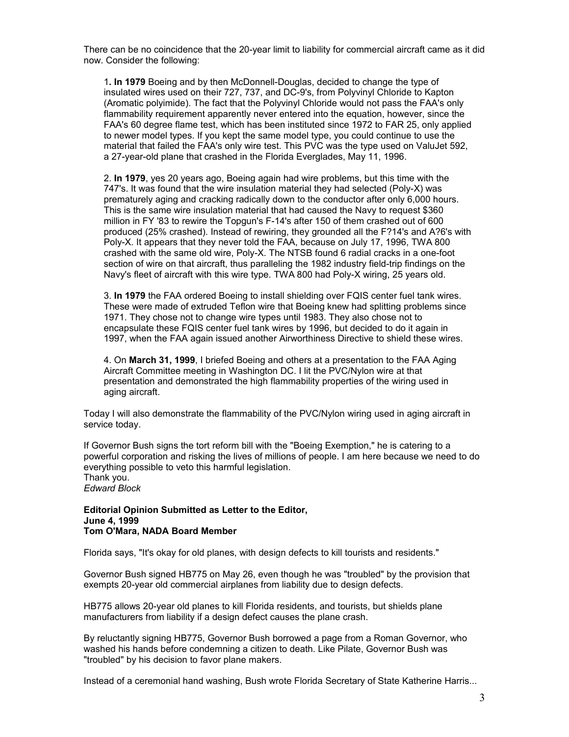There can be no coincidence that the 20-year limit to liability for commercial aircraft came as it did now. Consider the following:

1**. In 1979** Boeing and by then McDonnell-Douglas, decided to change the type of insulated wires used on their 727, 737, and DC-9's, from Polyvinyl Chloride to Kapton (Aromatic polyimide). The fact that the Polyvinyl Chloride would not pass the FAA's only flammability requirement apparently never entered into the equation, however, since the FAA's 60 degree flame test, which has been instituted since 1972 to FAR 25, only applied to newer model types. If you kept the same model type, you could continue to use the material that failed the FAA's only wire test. This PVC was the type used on ValuJet 592, a 27-year-old plane that crashed in the Florida Everglades, May 11, 1996.

2. **In 1979**, yes 20 years ago, Boeing again had wire problems, but this time with the 747's. It was found that the wire insulation material they had selected (Poly-X) was prematurely aging and cracking radically down to the conductor after only 6,000 hours. This is the same wire insulation material that had caused the Navy to request $360 million in FY '83 to rewire the Topgun's F-14's after 150 of them crashed out of 600 produced (25% crashed). Instead of rewiring, they grounded all the F?14's and A?6's with Poly-X. It appears that they never told the FAA, because on July 17, 1996, TWA 800 crashed with the same old wire, Poly-X. The NTSB found 6 radial cracks in a one-foot section of wire on that aircraft, thus paralleling the 1982 industry field-trip findings on the Navy's fleet of aircraft with this wire type. TWA 800 had Poly-X wiring, 25 years old.

3. **In 1979** the FAA ordered Boeing to install shielding over FQIS center fuel tank wires. These were made of extruded Teflon wire that Boeing knew had splitting problems since 1971. They chose not to change wire types until 1983. They also chose not to encapsulate these FQIS center fuel tank wires by 1996, but decided to do it again in 1997, when the FAA again issued another Airworthiness Directive to shield these wires.

4. On **March 31, 1999**, I briefed Boeing and others at a presentation to the FAA Aging Aircraft Committee meeting in Washington DC. I lit the PVC/Nylon wire at that presentation and demonstrated the high flammability properties of the wiring used in aging aircraft.

Today I will also demonstrate the flammability of the PVC/Nylon wiring used in aging aircraft in service today.

If Governor Bush signs the tort reform bill with the "Boeing Exemption," he is catering to a powerful corporation and risking the lives of millions of people. I am here because we need to do everything possible to veto this harmful legislation.
Thank you.
*Edward Block*

**Editorial Opinion Submitted as Letter to the Editor,**
**June 4, 1999**
**Tom O'Mara, NADA Board Member**

Florida says, "It's okay for old planes, with design defects to kill tourists and residents."

Governor Bush signed HB775 on May 26, even though he was "troubled" by the provision that exempts 20-year old commercial airplanes from liability due to design defects.

HB775 allows 20-year old planes to kill Florida residents, and tourists, but shields plane manufacturers from liability if a design defect causes the plane crash.

By reluctantly signing HB775, Governor Bush borrowed a page from a Roman Governor, who washed his hands before condemning a citizen to death. Like Pilate, Governor Bush was "troubled" by his decision to favor plane makers.

Instead of a ceremonial hand washing, Bush wrote Florida Secretary of State Katherine Harris...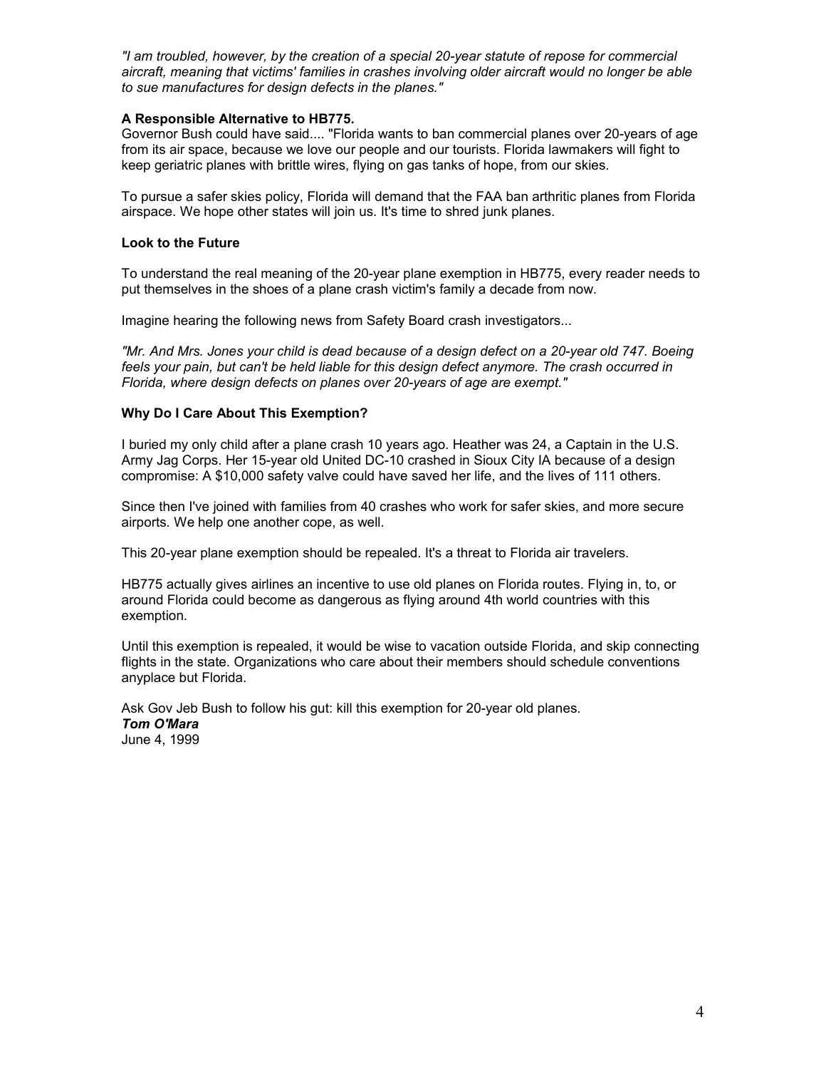*"I am troubled, however, by the creation of a special 20-year statute of repose for commercial aircraft, meaning that victims' families in crashes involving older aircraft would no longer be able to sue manufactures for design defects in the planes."*

**A Responsible Alternative to HB775.**

Governor Bush could have said.... "Florida wants to ban commercial planes over 20-years of age from its air space, because we love our people and our tourists. Florida lawmakers will fight to keep geriatric planes with brittle wires, flying on gas tanks of hope, from our skies.

To pursue a safer skies policy, Florida will demand that the FAA ban arthritic planes from Florida airspace. We hope other states will join us. It's time to shred junk planes.

**Look to the Future**

To understand the real meaning of the 20-year plane exemption in HB775, every reader needs to put themselves in the shoes of a plane crash victim's family a decade from now.

Imagine hearing the following news from Safety Board crash investigators...

*"Mr. And Mrs. Jones your child is dead because of a design defect on a 20-year old 747. Boeing feels your pain, but can't be held liable for this design defect anymore. The crash occurred in Florida, where design defects on planes over 20-years of age are exempt."*

**Why Do I Care About This Exemption?**

I buried my only child after a plane crash 10 years ago. Heather was 24, a Captain in the U.S. Army Jag Corps. Her 15-year old United DC-10 crashed in Sioux City IA because of a design compromise: A $10,000 safety valve could have saved her life, and the lives of 111 others.

Since then I've joined with families from 40 crashes who work for safer skies, and more secure airports. We help one another cope, as well.

This 20-year plane exemption should be repealed. It's a threat to Florida air travelers.

HB775 actually gives airlines an incentive to use old planes on Florida routes. Flying in, to, or around Florida could become as dangerous as flying around 4th world countries with this exemption.

Until this exemption is repealed, it would be wise to vacation outside Florida, and skip connecting flights in the state. Organizations who care about their members should schedule conventions anyplace but Florida.

Ask Gov Jeb Bush to follow his gut: kill this exemption for 20-year old planes.

***Tom O'Mara***

June 4, 1999